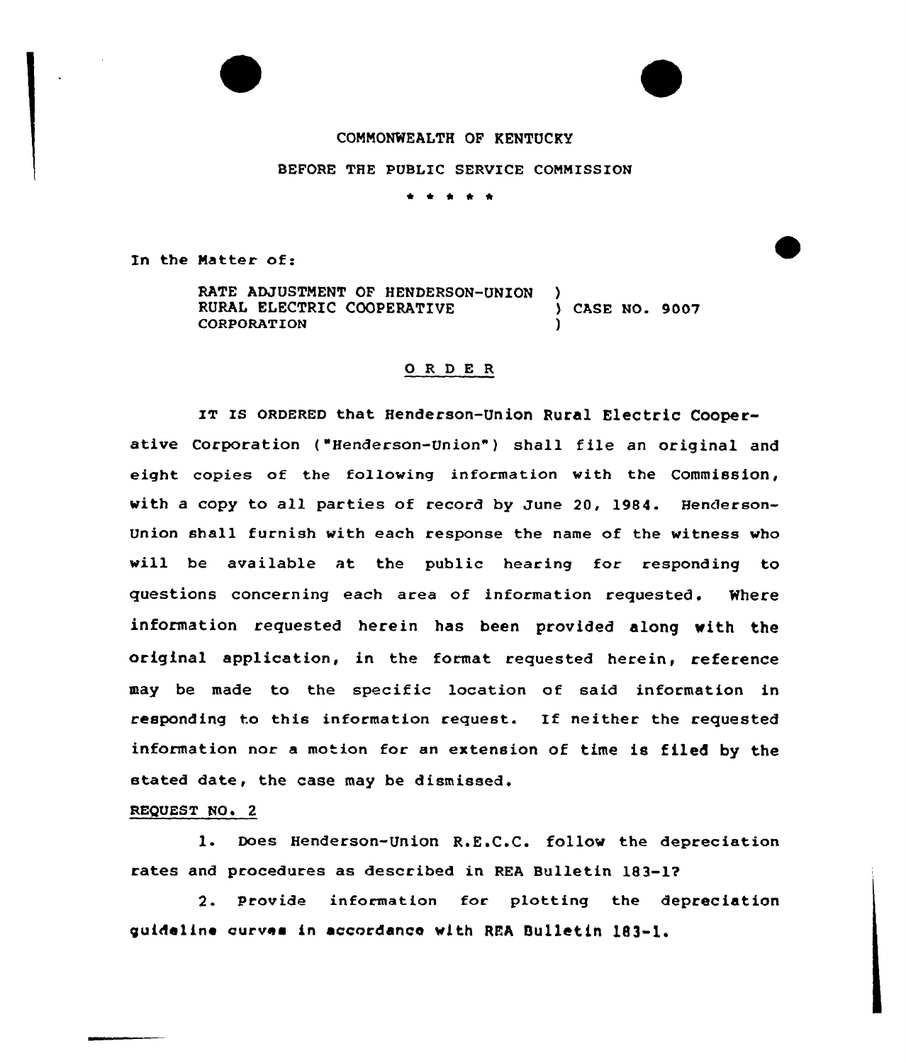COMMONWEALTH OF KENTUCKY

BEFORE THE PUBLIC SERVICE COMMISSION

\* \* \* \* \*

In the Matter of:

RATE ADJUSTMENT OF HENDERSON-UNION RURAL ELECTRIC COOPERATIVE CORPORATION ) CASE NO. 9007

## O R D E R

IT IS ORDERED that Henderson-Union Rural Electric Cooperative Corporation ("Henderson-Union") shall file an original and eight copies of the following information with the Commission, with a copy to all parties of record by June 20, 1984. Henderson-Union shall furnish with each response the name of the witness who will be available at the public hearing for responding to questions concerning each area of information requested. Where information requested herein has been provided along with the original application, in the format requested herein, reference may be made to the specific location of said information in responding to this information request. If neither the requested information nor a motion for an extension of time is filed by the stated date, the case may be dismissed.

REQUEST NO. 2

1. Does Henderson-Union R.E.C.C. follow the depreciation rates and procedures as described in REA Bulletin 183-1?

2. Provide information for plotting the depreciation guideline curves in accordance with REA Bulletin 183-1.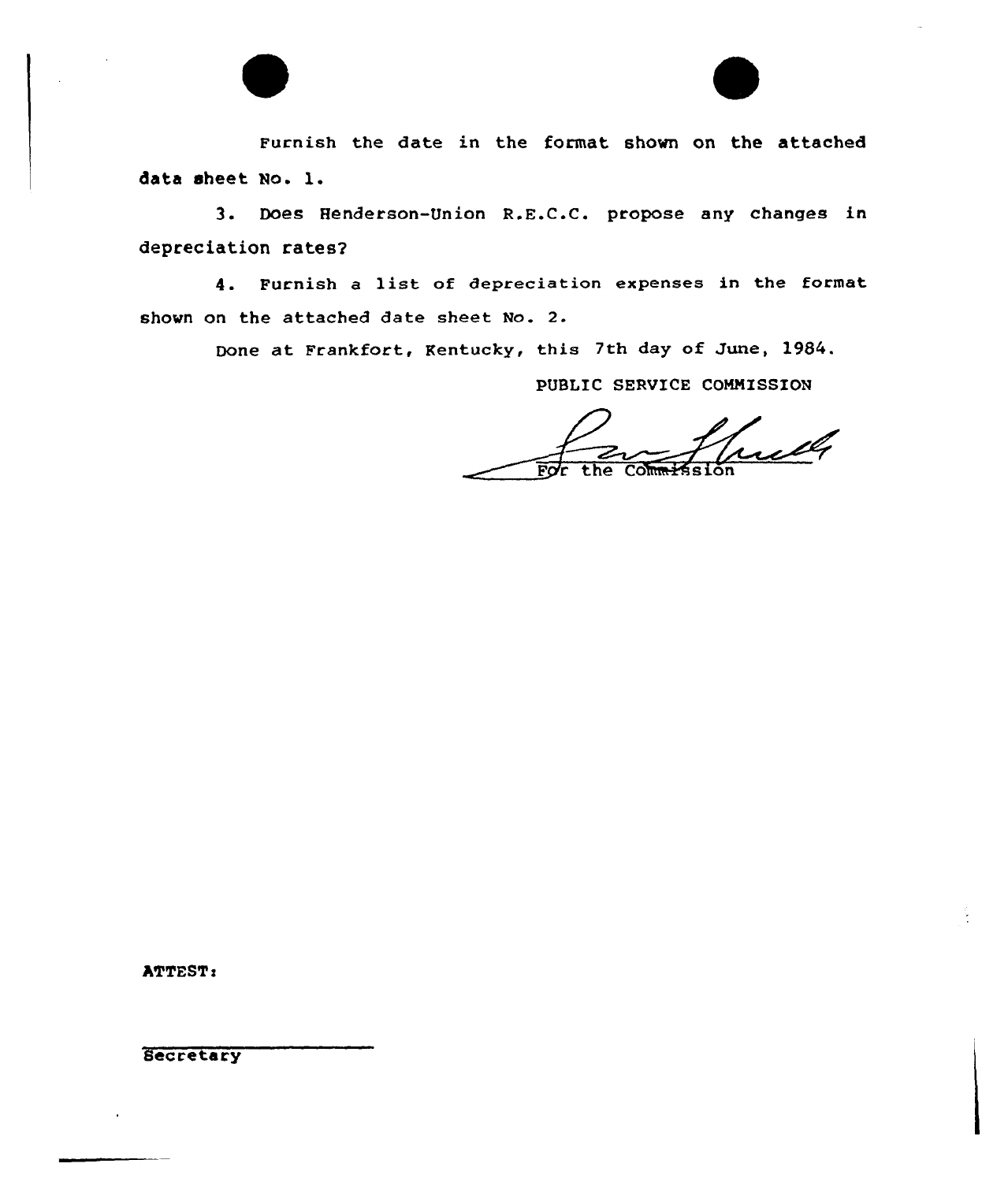Furnish the date in the format shown on the attached data sheet No. 1.

3. Does Henderson-Union R.E.C.C. propose any changes in depreciation rates?

4. Furnish a list of depreciation expenses in the format shown on the attached date sheet No. 2.

Done at Frankfort, Kentucky, this 7th day of June, 1984.

PUBLIC SERVICE COMMISSION

For the Commission

ATTEST:

Secretary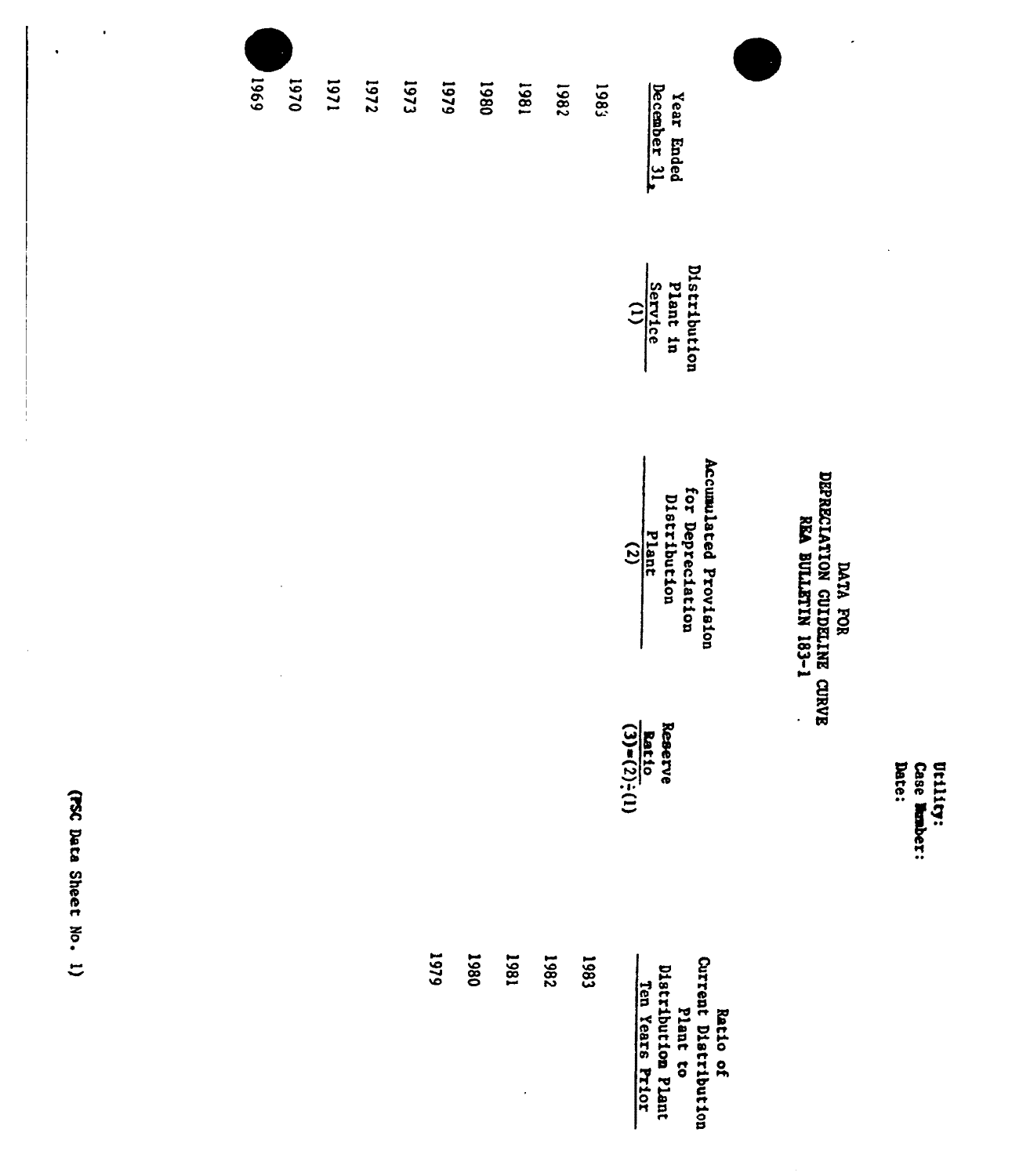Utility:
Case Number:
Date:

# DATA FOR
# DEPRECIATION GUIDELINE CURVE
# REA BULLETIN 183-1

| Year Ended December 31, | Distribution Plant in Service (1) | Accumulated Provision for Depreciation Distribution Plant (2) | Reserve Ratio (3)=(2)÷(1) | Ratio of Current Distribution Plant to Distribution Plant Ten Years Prior |
|---|---|---|---|---|
| 1983 | | | | 1983 |
| 1982 | | | | 1982 |
| 1981 | | | | 1981 |
| 1980 | | | | 1980 |
| 1979 | | | | 1979 |
| 1973 | | | | |
| 1972 | | | | |
| 1971 | | | | |
| 1970 | | | | |
| 1969 | | | | |

(PSC Data Sheet No. 1)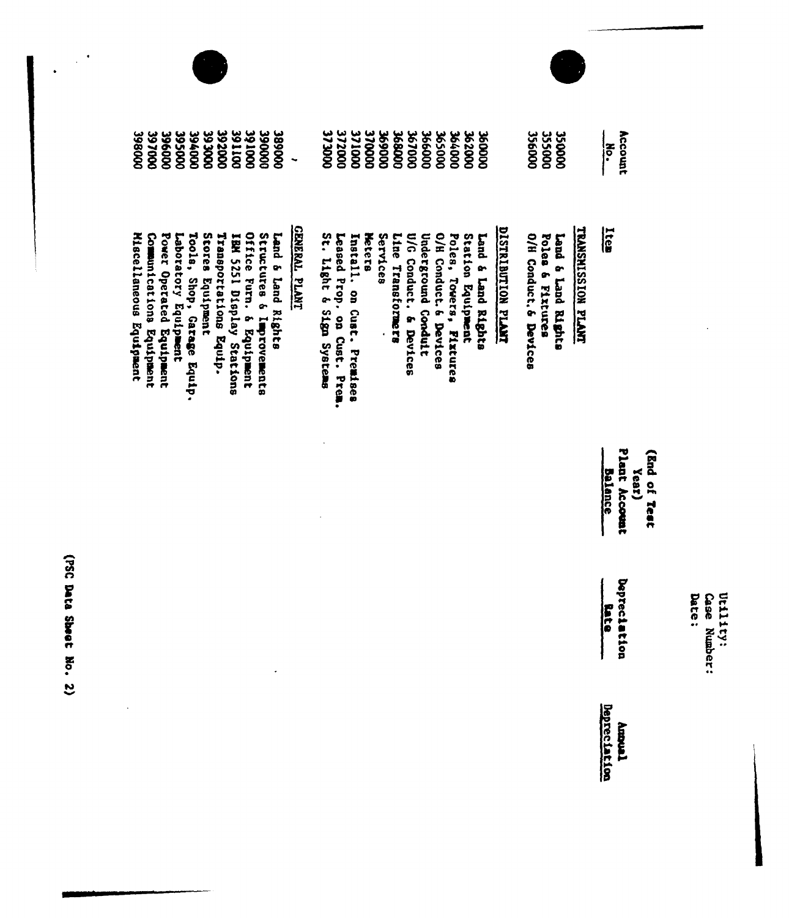Utility:
Case Number:
Date:

| Account No. | Item | (End of Test Year) Plant Account Balance | Depreciation Rate | Annual Depreciation |
|---|---|---|---|---|
| | TRANSMISSION PLANT | | | |
| 350000 | Land & Land Rights | | | |
| 355000 | Poles & Fixtures | | | |
| 356000 | O/H Conduct.& Devices | | | |
| | DISTRIBUTION PLANT | | | |
| 360000 | Land & Land Rights | | | |
| 362000 | Station Equipment | | | |
| 364000 | Poles, Towers, Fixtures | | | |
| 365000 | O/H Conduct.& Devices | | | |
| 366000 | Underground Conduit | | | |
| 367000 | U/G Conduct. & Devices | | | |
| 368000 | Line Transformers | | | |
| 369000 | Services | | | |
| 370000 | Meters | | | |
| 371000 | Install. on Cust. Premises | | | |
| 372000 | Leased Prop. on Cust. Prem. | | | |
| 373000 | St. Light & Sign Systems | | | |
| | GENERAL PLANT | | | |
| 389000 | Land & Land Rights | | | |
| 390000 | Structures & Improvements | | | |
| 391000 | Office Furn. & Equipment | | | |
| 391100 | IBM 5251 Display Stations | | | |
| 392000 | Transportations Equip. | | | |
| 393000 | Stores Equipment | | | |
| 394000 | Tools, Shop, Garage Equip. | | | |
| 395000 | Laboratory Equipment | | | |
| 396000 | Power Operated Equipment | | | |
| 397000 | Communications Equipment | | | |
| 398000 | Miscellaneous Equipment | | | |

(PSC Data Sheet No. 2)